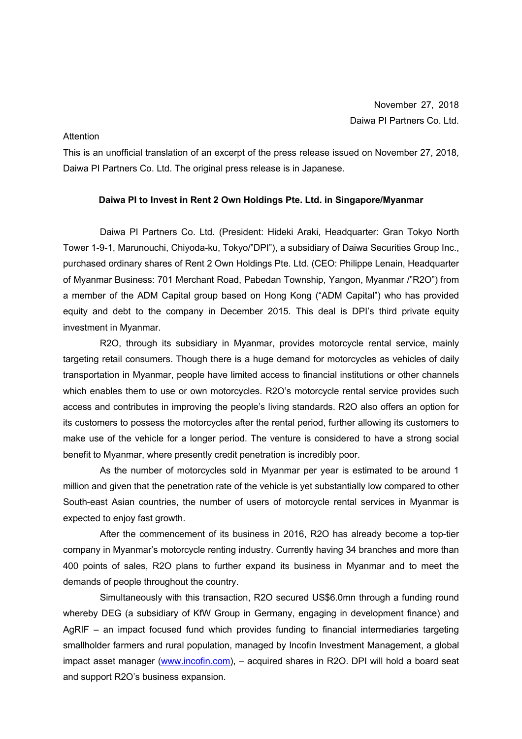November 27, 2018
Daiwa PI Partners Co. Ltd.

Attention

This is an unofficial translation of an excerpt of the press release issued on November 27, 2018, Daiwa PI Partners Co. Ltd. The original press release is in Japanese.

**Daiwa PI to Invest in Rent 2 Own Holdings Pte. Ltd. in Singapore/Myanmar**

Daiwa PI Partners Co. Ltd. (President: Hideki Araki, Headquarter: Gran Tokyo North Tower 1-9-1, Marunouchi, Chiyoda-ku, Tokyo/"DPI"), a subsidiary of Daiwa Securities Group Inc., purchased ordinary shares of Rent 2 Own Holdings Pte. Ltd. (CEO: Philippe Lenain, Headquarter of Myanmar Business: 701 Merchant Road, Pabedan Township, Yangon, Myanmar /"R2O") from a member of the ADM Capital group based on Hong Kong ("ADM Capital") who has provided equity and debt to the company in December 2015. This deal is DPI's third private equity investment in Myanmar.

R2O, through its subsidiary in Myanmar, provides motorcycle rental service, mainly targeting retail consumers. Though there is a huge demand for motorcycles as vehicles of daily transportation in Myanmar, people have limited access to financial institutions or other channels which enables them to use or own motorcycles. R2O's motorcycle rental service provides such access and contributes in improving the people's living standards. R2O also offers an option for its customers to possess the motorcycles after the rental period, further allowing its customers to make use of the vehicle for a longer period. The venture is considered to have a strong social benefit to Myanmar, where presently credit penetration is incredibly poor.

As the number of motorcycles sold in Myanmar per year is estimated to be around 1 million and given that the penetration rate of the vehicle is yet substantially low compared to other South-east Asian countries, the number of users of motorcycle rental services in Myanmar is expected to enjoy fast growth.

After the commencement of its business in 2016, R2O has already become a top-tier company in Myanmar's motorcycle renting industry. Currently having 34 branches and more than 400 points of sales, R2O plans to further expand its business in Myanmar and to meet the demands of people throughout the country.

Simultaneously with this transaction, R2O secured US$6.0mn through a funding round whereby DEG (a subsidiary of KfW Group in Germany, engaging in development finance) and AgRIF – an impact focused fund which provides funding to financial intermediaries targeting smallholder farmers and rural population, managed by Incofin Investment Management, a global impact asset manager (www.incofin.com), – acquired shares in R2O. DPI will hold a board seat and support R2O's business expansion.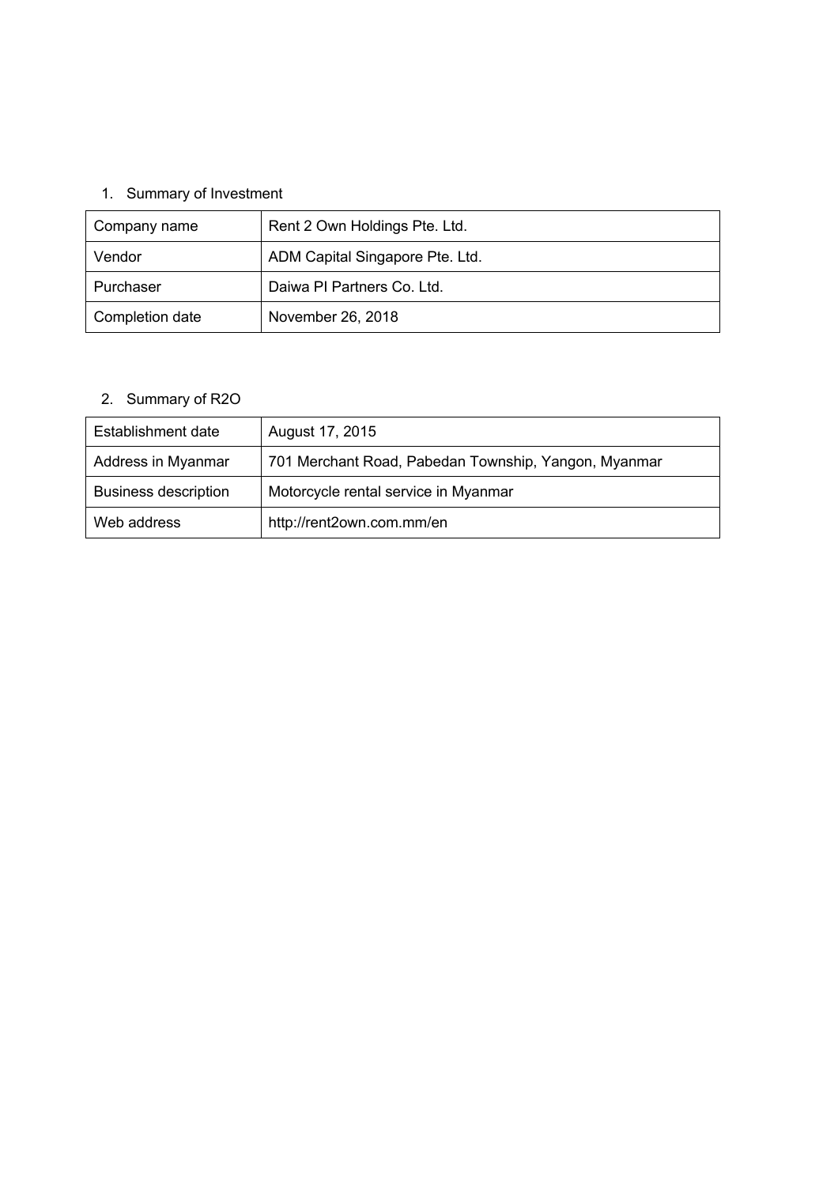1. Summary of Investment

| | |
|---|---|
| Company name | Rent 2 Own Holdings Pte. Ltd. |
| Vendor | ADM Capital Singapore Pte. Ltd. |
| Purchaser | Daiwa PI Partners Co. Ltd. |
| Completion date | November 26, 2018 |

2. Summary of R2O

| | |
|---|---|
| Establishment date | August 17, 2015 |
| Address in Myanmar | 701 Merchant Road, Pabedan Township, Yangon, Myanmar |
| Business description | Motorcycle rental service in Myanmar |
| Web address | http://rent2own.com.mm/en |